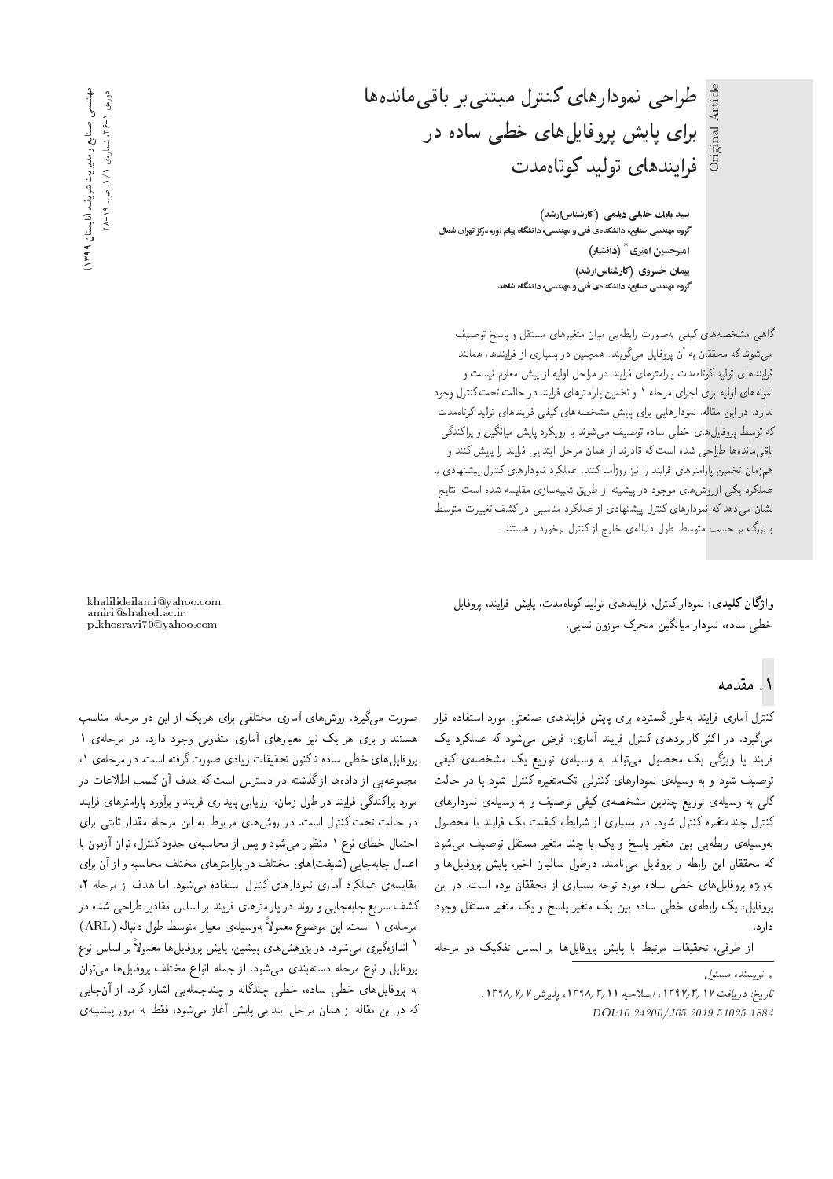# طراحی نمودارهای کنترل مبتنی بر باقی‌مانده‌ها برای پایش پروفایل‌های خطی ساده در فرایندهای تولید کوتاه‌مدت

Original Article

**سید بابک خلیلی دیلمی** (کارشناس ارشد)
گروه مهندسی صنایع، دانشکده‌ی فنی و مهندسی، دانشگاه پیام نور، مرکز تهران شمال

**امیرحسین امیری** * (دانشیار)

**پیمان خسروی** (کارشناس ارشد)
گروه مهندسی صنایع، دانشکده‌ی فنی و مهندسی، دانشگاه شاهد

گاهی مشخصه‌های کیفی به‌صورت رابطه‌یی میان متغیرهای مستقل و پاسخ توصیف می‌شوند که محققان به آن پروفایل می‌گویند. همچنین در بسیاری از فرایندها، همانند فرایندهای تولید کوتاه‌مدت پارامترهای فرایند در مراحل اولیه از پیش معلوم نیست و نمونه‌های اولیه برای اجرای مرحله ۱ و تخمین پارامترهای فرایند در حالت تحت‌کنترل وجود ندارد. در این مقاله، نمودارهایی برای پایش مشخصه‌های کیفی فرایندهای تولید کوتاه‌مدت که توسط پروفایل‌های خطی ساده توصیف می‌شوند با رویکرد پایش میانگین و پراکندگی باقی‌مانده‌ها طراحی شده است که قادرند از همان مراحل ابتدایی فرایند را پایش کنند و هم‌زمان تخمین پارامترهای فرایند را نیز روزآمد کنند. عملکرد نمودارهای کنترل پیشنهادی با عملکرد یکی ازروش‌های موجود در پیشینه از طریق شبیه‌سازی مقایسه شده است. نتایج نشان می‌دهد که نمودارهای کنترل پیشنهادی از عملکرد مناسبی در کشف تغییرات متوسط و بزرگ بر حسب متوسط طول دنباله‌ی خارج ازکنترل برخوردار هستند.

**واژگان کلیدی:** نمودار کنترل، فرایندهای تولید کوتاه‌مدت، پایش فرایند، پروفایل خطی ساده، نمودار میانگین متحرک موزون نمایی.

khalilideilami@yahoo.com
amiri@shahed.ac.ir
p_khosravi70@yahoo.com

## ۱. مقدمه

کنترل آماری فرایند به‌طور گسترده برای پایش فرایندهای صنعتی مورد استفاده قرار می‌گیرد. در اکثر کاربردهای کنترل فرایند آماری، فرض می‌شود که عملکرد یک فرایند یا ویژگی یک محصول می‌تواند به وسیله‌ی توزیع یک مشخصه‌ی کیفی توصیف شود و به وسیله‌ی نمودارهای کنترلی تک‌متغیره کنترل شود یا در حالت کلی به وسیله‌ی توزیع چندین مشخصه‌ی کیفی توصیف و به وسیله‌ی نمودارهای کنترل چندمتغیره کنترل شود. در بسیاری از شرایط، کیفیت یک فرایند یا محصول به‌وسیله‌ی رابطه‌یی بین متغیر پاسخ و یک یا چند متغیر مستقل توصیف می‌شود که محققان این رابطه را پروفایل می‌نامند. درطول سالیان اخیر، پایش پروفایل‌ها و به‌ویژه پروفایل‌های خطی ساده مورد توجه بسیاری از محققان بوده است. در این پروفایل، یک رابطه‌ی خطی ساده بین یک متغیر پاسخ و یک متغیر مستقل وجود دارد.

از طرفی، تحقیقات مرتبط با پایش پروفایل‌ها بر اساس تفکیک دو مرحله صورت می‌گیرد. روش‌های آماری مختلفی برای هریک از این دو مرحله مناسب هستند و برای هر یک نیز معیارهای آماری متفاوتی وجود دارد. در مرحله‌ی ۱ پروفایل‌های خطی ساده تاکنون تحقیقات زیادی صورت گرفته است. در مرحله‌ی ۱، مجموعه‌یی از داده‌ها از گذشته در دسترس است که هدف آن کسب اطلاعات در مورد پراکندگی فرایند در طول زمان، ارزیابی پایداری فرایند و برآورد پارامترهای فرایند در حالت تحت کنترل است. در روش‌های مربوط به این مرحله مقدار ثابتی برای احتمال خطای نوع ۱ منظور می‌شود و پس از محاسبه‌ی حدود کنترل، توان آزمون با اعمال جابه‌جایی (شیفت)های مختلف در پارامترهای مختلف محاسبه و از آن برای مقایسه‌ی عملکرد آماری نمودارهای کنترل استفاده می‌شود. اما هدف از مرحله ۲، کشف سریع جابه‌جایی و روند در پارامترهای فرایند بر اساس مقادیر طراحی شده در مرحله‌ی ۱ است. این موضوع معمولاً به‌وسیله‌ی معیار متوسط طول دنباله (ARL)[1] اندازه‌گیری می‌شود. در پژوهش‌های پیشین، پایش پروفایل‌ها معمولاً بر اساس نوع پروفایل و نوع مرحله دسته‌بندی می‌شود. از جمله انواع مختلف پروفایل‌ها می‌توان به پروفایل‌های خطی ساده، خطی چندگانه و چندجمله‌یی اشاره کرد. از آن‌جایی که در این مقاله از همان مراحل ابتدایی پایش آغاز می‌شود، فقط به مرور پیشینه‌ی

\* نویسنده مسئول

تاریخ: دریافت ۱۳۹۷/۴/۱۷، اصلاحیه ۱۳۹۸/۳/۱۱، پذیرش ۱۳۹۸/۷/۷.

DOI:10.24200/J65.2019.51025.1884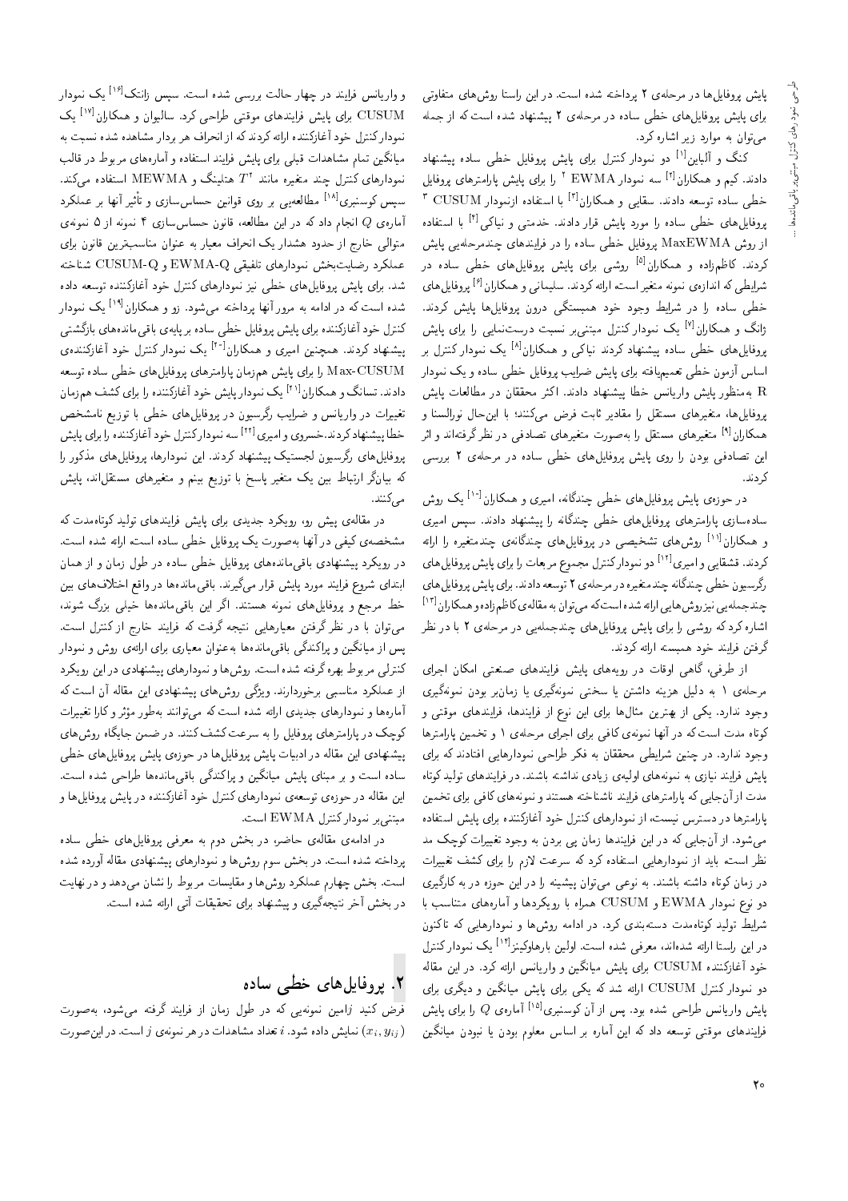پایش پروفایل‌ها در مرحله‌ی ۲ پرداخته شده است. در این راستا روش‌های متفاوتی برای پایش پروفایل‌های خطی ساده در مرحله‌ی ۲ پیشنهاد شده است که از جمله می‌توان به موارد زیر اشاره کرد.

کنگ و آلباین[۱] دو نمودار کنترل برای پایش پروفایل خطی ساده پیشنهاد دادند. کیم و همکاران[۲] سه نمودار EWMA [۲] را برای پایش پارامترهای پروفایل خطی ساده توسعه دادند. سقایی و همکاران[۳] با استفاده ازنمودار CUSUM [۳] پروفایل‌های خطی ساده را مورد پایش قرار دادند. خدمتی و نیاکی[۴] با استفاده از روش MaxEWMA پروفایل خطی ساده را در فرایندهای چندمرحله‌یی پایش کردند. کاظم‌زاده و همکاران[۵] روشی برای پایش پروفایل‌های خطی ساده در شرایطی که اندازه‌ی نمونه متغیر است، ارائه کردند. سلیمانی و همکاران[۶] پروفایل‌های خطی ساده را در شرایط وجود خود همبستگی درون پروفایل‌ها پایش کردند. ژانگ و همکاران[۷] یک نمودار کنترل مبتنی‌بر نسبت درست‌نمایی را برای پایش پروفایل‌های خطی ساده پیشنهاد کردند. نیاکی و همکاران[۸] یک نمودار کنترل بر اساس آزمون خطی تعمیم‌یافته برای پایش ضرایب پروفایل خطی ساده و یک نمودار R به‌منظور پایش واریانس خطا پیشنهاد دادند. اکثر محققان در مطالعات پایش پروفایل‌ها، متغیرهای مستقل را مقادیر ثابت فرض می‌کنند؛ با این‌حال نورالسنا و همکاران[۹] متغیرهای مستقل را به‌صورت متغیرهای تصادفی در نظر گرفته‌اند و اثر این تصادفی بودن را روی پایش پروفایل‌های خطی ساده در مرحله‌ی ۲ بررسی کردند.

در حوزه‌ی پایش پروفایل‌های خطی چندگانه، امیری و همکاران[۱۰] یک روش ساده‌سازی پارامترهای پروفایل‌های خطی چندگانه را پیشنهاد دادند. سپس امیری و همکاران[۱۱] روش‌های تشخیصی در پروفایل‌های چندگانه‌ی چندمتغیره را ارائه کردند. قشقایی و امیری[۱۲] دو نمودار کنترل مجموع مربعات را برای پایش پروفایل‌های رگرسیون خطی چندگانه چندمتغیره در مرحله‌ی ۲ توسعه دادند. برای پایش پروفایل‌های چندجمله‌یی نیز روش‌هایی ارائه شده است که می‌توان به مقاله‌ی کاظم‌زاده و همکاران[۱۳] اشاره کرد که روشی را برای پایش پروفایل‌های چندجمله‌یی در مرحله‌ی ۲ با در نظر گرفتن فرایند خود همبسته ارائه کردند.

از طرفی، گاهی اوقات در رویه‌های پایش فرایندهای صنعتی امکان اجرای مرحله‌ی ۱ به دلیل هزینه داشتن یا سختی نمونه‌گیری یا زمان‌بر بودن نمونه‌گیری وجود ندارد. یکی از بهترین مثال‌ها برای این نوع از فرایندها، فرایندهای موقتی و کوتاه مدت است که در آنها نمونه‌ی کافی برای اجرای مرحله‌ی ۱ و تخمین پارامترها وجود ندارد. در چنین شرایطی محققان به فکر طراحی نمودارهایی افتادند که برای پایش فرایند نیازی به نمونه‌های اولیه‌ی زیادی نداشته باشند. در فرایندهای تولید کوتاه مدت از آن‌جایی که پارامترهای فرایند ناشناخته هستند و نمونه‌های کافی برای تخمین پارامترها در دسترس نیست، از نمودارهای کنترل خود آغازکننده برای پایش استفاده می‌شود. از آن‌جایی که در این فرایندها زمان پی بردن به وجود تغییرات کوچک مد نظر است، باید از نمودارهایی استفاده کرد که سرعت لازم را برای کشف تغییرات در زمان کوتاه داشته باشند. به نوعی می‌توان پیشینه را در این حوزه در به کارگیری دو نوع نمودار EWMA و CUSUM همراه با رویکردها و آماره‌های متناسب با شرایط تولید کوتاه‌مدت دسته‌بندی کرد. در ادامه روش‌ها و نمودارهایی که تاکنون در این راستا ارائه شده‌اند، معرفی شده است. اولین بار هاوکینز[۱۴] یک نمودار کنترل خود آغازکننده CUSUM برای پایش میانگین و واریانس ارائه کرد. در این مقاله دو نمودار کنترل CUSUM ارائه شد که یکی برای پایش میانگین و دیگری برای پایش واریانس طراحی شده بود. پس از آن کوسنبری[۱۵] آماره‌ی $Q$ را برای پایش فرایندهای موقتی توسعه داد که این آماره بر اساس معلوم بودن یا نبودن میانگین و واریانس فرایند در چهار حالت بررسی شده است. سپس زانتک[۱۶] یک نمودار CUSUM برای پایش فرایندهای موقتی طراحی کرد. سالیوان و همکاران[۱۷] یک نمودار کنترل خود آغازکننده ارائه کردند که از انحراف هر بردار مشاهده شده نسبت به میانگین تمام مشاهدات قبلی برای پایش فرایند استفاده و آماره‌های مربوط در قالب نمودارهای کنترل چند متغیره مانند $T^2$ هتلینگ و MEWMA استفاده می‌کند. سپس کوسنبری[۱۸] مطالعه‌یی بر روی قوانین حساس‌سازی و تأثیر آنها بر عملکرد آماره‌ی $Q$ انجام داد که در این مطالعه، قانون حساس‌سازی ۴ نمونه از ۵ نمونه‌ی متوالی خارج از حدود هشدار یک انحراف معیار به عنوان مناسب‌ترین قانون برای عملکرد رضایت‌بخش نمودارهای تلفیقی EWMA-Q و CUSUM-Q شناخته شد. برای پایش پروفایل‌های خطی نیز نمودارهای کنترل خود آغازکننده توسعه داده شده است که در ادامه به مرور آنها پرداخته می‌شود. زو و همکاران[۱۹] یک نمودار کنترل خود آغازکننده برای پایش پروفایل خطی ساده بر پایه‌ی باقی‌مانده‌های بازگشتی پیشنهاد کردند. همچنین امیری و همکاران[۲۰] یک نمودار کنترل خود آغازکننده‌ی Max-CUSUM را برای پایش هم‌زمان پارامترهای پروفایل‌های خطی ساده توسعه دادند. تسانگ و همکاران[۲۱] یک نمودار پایش خود آغازکننده را برای کشف هم‌زمان تغییرات در واریانس و ضرایب رگرسیون در پروفایل‌های خطی با توزیع نامشخص خطا پیشنهاد کردند. خسروی و امیری[۲۲] سه نمودار کنترل خود آغازکننده را برای پایش پروفایل‌های رگرسیون لجستیک پیشنهاد کردند. این نمودارها، پروفایل‌های مذکور را که بیانگر ارتباط بین یک متغیر پاسخ با توزیع بینم و متغیرهای مستقل‌اند، پایش می‌کنند.

در مقاله‌ی پیش رو، رویکرد جدیدی برای پایش فرایندهای تولید کوتاه‌مدت که مشخصه‌ی کیفی در آنها به‌صورت یک پروفایل خطی ساده است، ارائه شده است. در رویکرد پیشنهادی باقی‌مانده‌های پروفایل خطی ساده در طول زمان و از همان ابتدای شروع فرایند مورد پایش قرار می‌گیرند. باقی‌مانده‌ها در واقع اختلاف‌های بین خط مرجع و پروفایل‌های نمونه هستند. اگر این باقی‌مانده‌ها خیلی بزرگ شوند، می‌توان با در نظر گرفتن معیارهایی نتیجه گرفت که فرایند خارج از کنترل است. پس از میانگین و پراکندگی باقی‌مانده‌ها به‌عنوان معیاری برای ارائه‌ی روش و نمودار کنترلی مربوط بهره گرفته شده است. روش‌ها و نمودارهای پیشنهادی در این رویکرد از عملکرد مناسبی برخوردارند. ویژگی روش‌های پیشنهادی این مقاله آن است که آماره‌ها و نمودارهای جدیدی ارائه شده است که می‌توانند به‌طور مؤثر و کارا تغییرات کوچک در پارامترهای پروفایل را به سرعت کشف کنند. در ضمن جایگاه روش‌های پیشنهادی این مقاله در ادبیات پایش پروفایل‌ها در حوزه‌ی پایش پروفایل‌های خطی ساده است و بر مبنای پایش میانگین و پراکندگی باقی‌مانده‌ها طراحی شده است. این مقاله در حوزه‌ی توسعه‌ی نمودارهای کنترل خود آغازکننده در پایش پروفایل‌ها و مبتنی‌بر نمودار کنترل EWMA است.

در ادامه‌ی مقاله‌ی حاضر، در بخش دوم به معرفی پروفایل‌های خطی ساده پرداخته شده است. در بخش سوم روش‌ها و نمودارهای پیشنهادی مقاله آورده شده است. بخش چهارم عملکرد روش‌ها و مقایسات مربوط را نشان می‌دهد و در نهایت در بخش آخر نتیجه‌گیری و پیشنهاد برای تحقیقات آتی ارائه شده است.

## ۲. پروفایل‌های خطی ساده

فرض کنید $j$امین نمونه‌یی که در طول زمان از فرایند گرفته می‌شود، به‌صورت $(x_i, y_{ij})$ نمایش داده شود. $i$ تعداد مشاهدات در هر نمونه‌ی $j$ است. در این‌صورت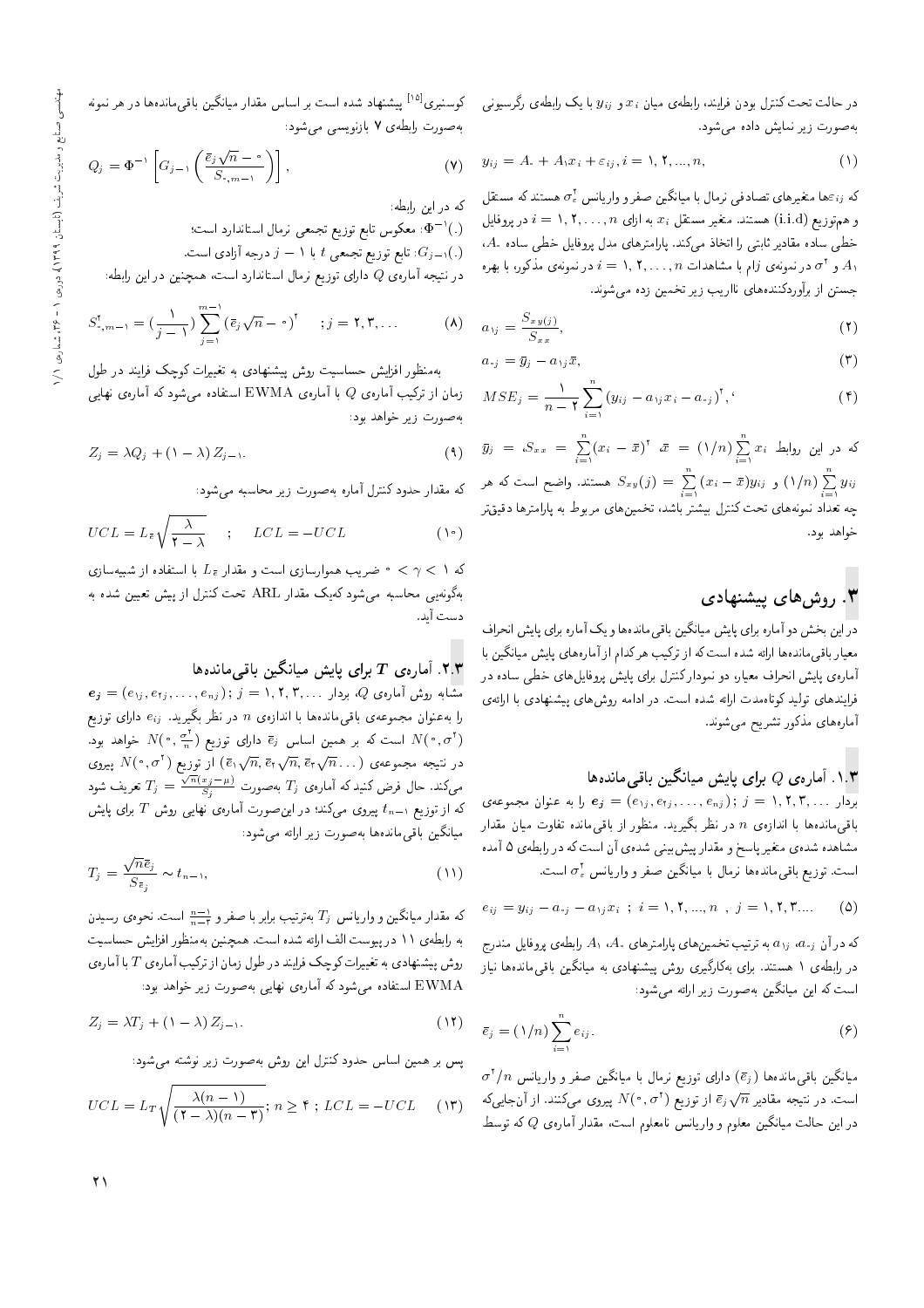در حالت تحت کنترل بودن فرایند، رابطه‌ی میان $x_i$ و $y_{ij}$ با یک رابطه‌ی رگرسیونی به‌صورت زیر نمایش داده می‌شود.

$$y_{ij} = A_0 + A_1 x_i + \varepsilon_{ij}, i = 1, 2, ..., n, \tag{1}$$

که $\varepsilon_{ij}$ها متغیرهای تصادفی نرمال با میانگین صفر و واریانس $\sigma_\varepsilon^2$ هستند که مستقل و هم‌توزیع (i.i.d) هستند. متغیر مستقل $x_i$ به ازای $i = 1, 2, \dots, n$ در پروفایل خطی ساده مقادیر ثابتی را اتخاذ می‌کند. پارامترهای مدل پروفایل خطی ساده $A_0$، $A_1$ و $\sigma^2$ در نمونه‌ی $j$ام با مشاهدات $i = 1, 2, \dots, n$ در نمونه‌ی مذکور، با بهره جستن از برآوردکننده‌های نااریب زیر تخمین زده می‌شوند.

$$a_{1j} = \frac{S_{xy(j)}}{S_{xx}}, \tag{2}$$

$$a_{0j} = \bar{y}_j - a_{1j}\bar{x}, \tag{3}$$

$$MSE_j = \frac{1}{n-2}\sum_{i=1}^{n}(y_{ij} - a_{1j}x_i - a_{0j})^2, \tag{4}$$

که در این روابط $\bar{x} = (1/n)\sum_{i=1}^{n} x_i$ ،$S_{xx} = \sum_{i=1}^{n}(x_i - \bar{x})^2$ ،$\bar{y}_j = (1/n)\sum_{i=1}^{n} y_{ij}$ و $S_{xy}(j) = \sum_{i=1}^{n}(x_i - \bar{x})y_{ij}$ هستند. واضح است که هر چه تعداد نمونه‌های تحت کنترل بیشتر باشد، تخمین‌های مربوط به پارامترها دقیق‌تر خواهد بود.

## ۳. روش‌های پیشنهادی

در این بخش دو آماره برای پایش میانگین باقی‌مانده‌ها و یک آماره برای پایش انحراف معیار باقی‌مانده‌ها ارائه شده است که از ترکیب هر کدام از آماره‌های پایش میانگین با آماره‌ی پایش انحراف معیار، دو نمودار کنترل برای پایش پروفایل‌های خطی ساده در فرایندهای تولید کوتاه‌مدت ارائه شده است. در ادامه روش‌های پیشنهادی با ارائه‌ی آماره‌های مذکور تشریح می‌شوند.

### ۱.۳. آماره‌ی $Q$ برای پایش میانگین باقی‌مانده‌ها

بردار $\boldsymbol{e_j} = (e_{1j}, e_{2j}, \dots, e_{nj})\ ;\ j = 1, 2, 3, \dots$ را به عنوان مجموعه‌ی باقی‌مانده‌ها با اندازه‌ی $n$ در نظر بگیرید. منظور از باقی‌مانده تفاوت میان مقدار مشاهده شده‌ی متغیر پاسخ و مقدار پیش‌بینی شده‌ی آن است که در رابطه‌ی ۵ آمده است. توزیع باقی‌مانده‌ها نرمال با میانگین صفر و واریانس $\sigma_\varepsilon^2$ است.

$$e_{ij} = y_{ij} - a_{0j} - a_{1j}x_i\ ;\ i = 1, 2, ..., n\ ,\ j = 1, 2, 3.... \tag{5}$$

که در آن $a_{0j}$ و $a_{1j}$ به ترتیب تخمین‌های پارامترهای $A_0$، $A_1$ رابطه‌ی پروفایل مندرج در رابطه‌ی ۱ هستند. برای به‌کارگیری روش پیشنهادی به میانگین باقی‌مانده‌ها نیاز است که این میانگین به‌صورت زیر ارائه می‌شود:

$$\bar{e}_j = (1/n)\sum_{i=1}^{n} e_{ij}. \tag{6}$$

میانگین باقی‌مانده‌ها ($\bar{e}_j$) دارای توزیع نرمال با میانگین صفر و واریانس $\sigma^2/n$ است. در نتیجه مقادیر $\bar{e}_j\sqrt{n}$ از توزیع $N(0, \sigma^2)$ پیروی می‌کنند. از آنجایی که در این حالت میانگین معلوم و واریانس نامعلوم است، مقدار آماره‌ی $Q$ که توسط کوسنبری[15] پیشنهاد شده است بر اساس مقدار میانگین باقی‌مانده‌ها در هر نمونه به‌صورت رابطه‌ی ۷ بازنویسی می‌شود:

$$Q_j = \Phi^{-1}\left[G_{j-1}\left(\frac{\bar{e}_j\sqrt{n} - 0}{S_{0,m-1}}\right)\right], \tag{7}$$

که در این رابطه:

$\Phi^{-1}(.)$: معکوس تابع توزیع تجمعی نرمال استاندارد است؛

$G_{j-1}(.)$: تابع توزیع تجمعی $t$ با $j - 1$ درجه آزادی است.

در نتیجه آماره‌ی $Q$ دارای توزیع نرمال استاندارد است، همچنین در این رابطه:

$$S_{0,m-1}^2 = \left(\frac{1}{j-1}\right)\sum_{j=1}^{m-1}\left(\bar{e}_j\sqrt{n} - 0\right)^2 \quad ; j = 2, 3, \dots \tag{8}$$

به‌منظور افزایش حساسیت روش پیشنهادی به تغییرات کوچک فرایند در طول زمان از ترکیب آماره‌ی $Q$ با آماره‌ی EWMA استفاده می‌شود که آماره‌ی نهایی به‌صورت زیر خواهد بود:

$$Z_j = \lambda Q_j + (1 - \lambda) Z_{j-1}. \tag{9}$$

که مقدار حدود کنترل آماره به‌صورت زیر محاسبه می‌شود:

$$UCL = L_{\bar{e}}\sqrt{\frac{\lambda}{2-\lambda}} \quad ; \quad LCL = -UCL \tag{10}$$

که $0 < \gamma < 1$ ضریب هموارسازی است و مقدار $L_{\bar{e}}$ با استفاده از شبیه‌سازی به‌گونه‌یی محاسبه می‌شود که‌یک مقدار ARL تحت کنترل از پیش تعیین شده به دست آید.

### ۲.۳. آماره‌ی $T$ برای پایش میانگین باقی‌مانده‌ها

مشابه روش آماره‌ی $Q$، بردار $\boldsymbol{e_j} = (e_{1j}, e_{2j}, \dots, e_{nj})\ ;\ j = 1, 2, 3, \dots$ را به‌عنوان مجموعه‌ی باقی‌مانده‌ها با اندازه‌ی $n$ در نظر بگیرید. $e_{ij}$ دارای توزیع $N(0, \sigma^2)$ است که بر همین اساس $\bar{e}_j$ دارای توزیع $N(0, \frac{\sigma^2}{n})$ خواهد بود. در نتیجه مجموعه‌ی $(\bar{e}_1\sqrt{n}, \bar{e}_2\sqrt{n}, \dots)$ از توزیع $N(0, \sigma^2)$ پیروی می‌کند. حال فرض کنید که آماره‌ی $T_j$ به‌صورت $T_j = \frac{\sqrt{n}(x_j - \mu)}{S_j}$ تعریف شود که از توزیع $t_{n-1}$ پیروی می‌کند؛ در این‌صورت آماره‌ی نهایی روش $T$ برای پایش میانگین باقی‌مانده‌ها به‌صورت زیر ارائه می‌شود:

$$T_j = \frac{\sqrt{n}\bar{e}_j}{S_{\bar{e}_j}} \sim t_{n-1}, \tag{11}$$

که مقدار میانگین و واریانس $T_j$ به‌ترتیب برابر با صفر و $\frac{n-1}{n-3}$ است. نحوه‌ی رسیدن به رابطه‌ی ۱۱ در پیوست الف ارائه شده است. همچنین به‌منظور افزایش حساسیت روش پیشنهادی به تغییرات کوچک فرایند در طول زمان از ترکیب آماره‌ی $T$ با آماره‌ی EWMA استفاده می‌شود که آماره‌ی نهایی به‌صورت زیر خواهد بود:

$$Z_j = \lambda T_j + (1 - \lambda) Z_{j-1}. \tag{12}$$

پس بر همین اساس حدود کنترل این روش به‌صورت زیر نوشته می‌شود:

$$UCL = L_T\sqrt{\frac{\lambda(n-1)}{(2-\lambda)(n-3)}};\ n \geq 4\ ;\ LCL = -UCL \tag{13}$$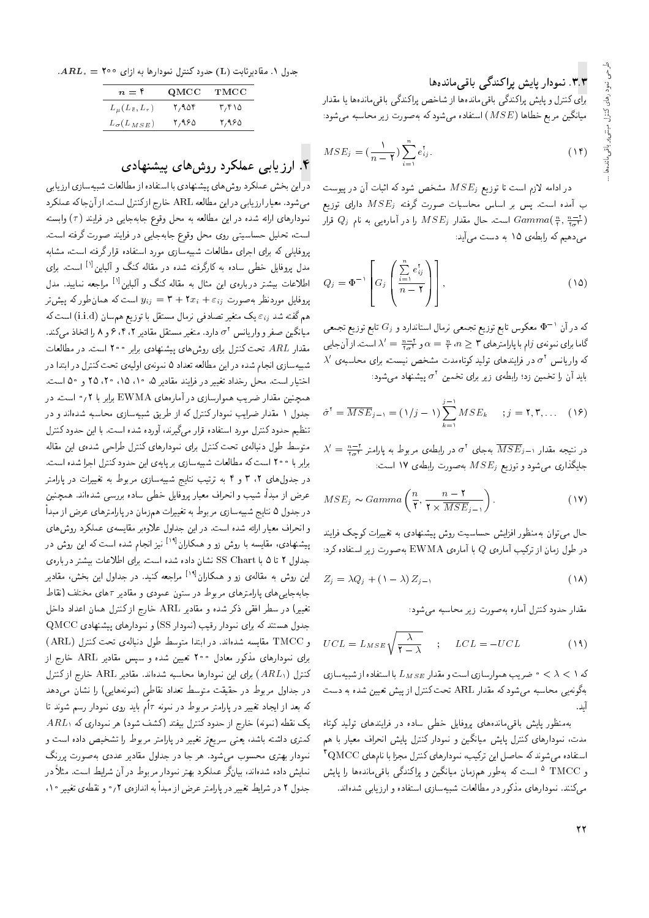### ۳.۳. نمودار پایش پراکندگی باقی‌مانده‌ها

برای کنترل و پایش پراکندگی باقی‌مانده‌ها از شاخص پراکندگی باقی‌مانده‌ها یا مقدار میانگین مربع خطاها ($MSE$) استفاده می‌شود که به‌صورت زیر محاسبه می‌شود:

$$MSE_j = \left(\frac{1}{n-2}\right)\sum_{i=1}^{n} e_{ij}^2. \qquad (14)$$

در ادامه لازم است تا توزیع $MSE_j$ مشخص شود که اثبات آن در پیوست ب آمده است. پس بر اساس محاسبات صورت گرفته $MSE_j$ دارای توزیع $Gamma(\frac{n}{2}, \frac{n-2}{2\sigma^2})$ است. حال مقدار $MSE_j$ را در آماره‌یی به نام $Q_j$ قرار می‌دهیم که رابطه‌ی ۱۵ به دست می‌آید:

$$Q_j = \Phi^{-1}\left[G_j\left(\frac{\sum_{i=1}^{n} e_{ij}^2}{n-2}\right)\right], \qquad (15)$$

که در آن $\Phi^{-1}$ معکوس تابع توزیع تجمعی نرمال استاندارد و $G_j$ تابع توزیع تجمعی گاما برای نمونه‌ی $j$ام با پارامترهای $n \geq 3$، $\alpha = \frac{n}{2}$ و $\lambda' = \frac{n-2}{2\sigma^2}$ است. از آن‌جایی که واریانس $\sigma^2$ در فرایندهای تولید کوتاه‌مدت مشخص نیست، برای محاسبه‌ی $\lambda'$ باید آن را تخمین زد؛ رابطه‌ی زیر برای تخمین $\sigma^2$ پیشنهاد می‌شود:

$$\hat{\sigma}^2 = \overline{MSE}_{j-1} = (1/j-1)\sum_{k=1}^{j-1} MSE_k \quad ; j = 2, 3, \ldots \qquad (16)$$

در نتیجه مقدار $\overline{MSE}_{j-1}$ به‌جای $\sigma^2$ در رابطه‌ی مربوط به پارامتر $\lambda' = \frac{n-2}{2\sigma^2}$ جایگذاری می‌شود و توزیع $MSE_j$ به‌صورت رابطه‌ی ۱۷ است:

$$MSE_j \sim Gamma\left(\frac{n}{2}, \frac{n-2}{2 \times \overline{MSE}_{j-1}}\right). \qquad (17)$$

حال می‌توان به‌منظور افزایش حساسیت روش پیشنهادی به تغییرات کوچک فرایند در طول زمان از ترکیب آماره‌ی $Q$ با آماره‌ی EWMA به‌صورت زیر استفاده کرد:

$$Z_j = \lambda Q_j + (1-\lambda) Z_{j-1} \qquad (18)$$

مقدار حدود کنترل آماره به‌صورت زیر محاسبه می‌شود:

$$UCL = L_{MSE}\sqrt{\frac{\lambda}{2-\lambda}} \quad ; \quad LCL = -UCL \qquad (19)$$

که $0 < \lambda < 1$ ضریب هموارسازی است و مقدار $L_{MSE}$ با استفاده از شبیه‌سازی به‌گونه‌یی محاسبه می‌شود که مقدار ARL تحت کنترل از پیش تعیین شده به دست آید.

به‌منظور پایش باقی‌مانده‌های پروفایل خطی ساده در فرایندهای تولید کوتاه مدت، نمودارهای کنترل پایش میانگین و نمودار کنترل پایش انحراف معیار با هم استفاده می‌شوند که حاصل این ترکیب، نمودارهای کنترل مجزا با نام‌های QMCC[۴] و TMCC[۵] است که به‌طور هم‌زمان میانگین و پراکندگی باقی‌مانده‌ها را پایش می‌کنند. نمودارهای مذکور در مطالعات شبیه‌سازی استفاده و ارزیابی شده‌اند.

جدول ۱. مقادیر ثابت (L) حدود کنترل نمودارها به ازای $ARL_0 = 200$.

| $n = 4$ | QMCC | TMCC |
|---|---|---|
| $L_\mu(L_{\bar{e}}, L_r)$ | ۲٫۹۵۴ | ۳٫۴۱۵ |
| $L_\sigma(L_{MSE})$ | ۲٫۹۶۵ | ۲٫۹۶۵ |

## ۴. ارزیابی عملکرد روش‌های پیشنهادی

در این بخش عملکرد روش‌های پیشنهادی با استفاده از مطالعات شبیه‌سازی ارزیابی می‌شود. معیار ارزیابی در این مطالعه ARL خارج از کنترل است. از آن‌جا که عملکرد نمودارهای ارائه شده در این مطالعه به محل وقوع جابه‌جایی در فرایند ($\tau$) وابسته است، تحلیل حساسیتی روی محل وقوع جابه‌جایی در فرایند صورت گرفته است. پروفایلی که برای اجرای مطالعات شبیه‌سازی مورد استفاده قرار گرفته است، مشابه مدل پروفایل خطی ساده به کار گرفته شده در مقاله کنگ و آلباین[۱] است. برای اطلاعات بیشتر درباره‌ی این مثال به مقاله کنگ و آلباین[۱] مراجعه نمایید. مدل پروفایل موردنظر به‌صورت $y_{ij} = 3 + 2x_i + \varepsilon_{ij}$ است که همان‌طور که پیش‌تر هم گفته شد $\varepsilon_{ij}$ یک متغیر تصادفی نرمال مستقل با توزیع هم‌سان (i.i.d) است که میانگین صفر و واریانس $\sigma^2$ دارد. متغیر مستقل مقادیر ۲، ۴، ۶ و ۸ را اتخاذ می‌کند. مقدار $ARL$ تحت کنترل برای روش‌های پیشنهادی برابر ۲۰۰ است. در مطالعات شبیه‌سازی انجام شده در این مطالعه تعداد ۵ نمونه‌ی اولیه‌ی تحت کنترل در ابتدا در اختیار است. محل رخداد تغییر در فرایند مقادیر ۵، ۱۰، ۱۵، ۲۰، ۲۵ و ۵۰ است. همچنین مقدار ضریب هموارسازی در آماره‌های EWMA برابر با ۰٫۲ است. در جدول ۱ مقدار ضرایب نمودار کنترل که از طریق شبیه‌سازی محاسبه شده‌اند و در تنظیم حدود کنترل مورد استفاده قرار می‌گیرند، آورده شده است. با این حدود کنترل متوسط طول دنباله‌ی تحت کنترل برای نمودارهای کنترل طراحی شده‌ی این مقاله برابر با ۲۰۰ است که مطالعات شبیه‌سازی بر پایه‌ی این حدود کنترل اجرا شده است. در جدول‌های ۲، ۳ و ۴ به ترتیب نتایج شبیه‌سازی مربوط به تغییرات در پارامتر عرض از مبدأ، شیب و انحراف معیار پروفایل خطی ساده بررسی شده‌اند. همچنین در جدول ۵ نتایج شبیه‌سازی مربوط به تغییرات هم‌زمان در پارامترهای عرض از مبدأ و انحراف معیار ارائه شده است. در این جداول علاوه‌بر مقایسه‌ی عملکرد روش‌های پیشنهادی، مقایسه با روش زو و همکاران[۱۹] نیز انجام شده است که این روش در جداول ۲ تا ۵ با SS Chart نشان داده شده است. برای اطلاعات بیشتر درباره‌ی این روش به مقاله‌ی زو و همکاران[۱۹] مراجعه کنید. در جداول این بخش، مقادیر جابه‌جایی‌های پارامترهای مربوط در ستون عمودی و مقادیر $\tau$های مختلف (نقاط تغییر) در سطر افقی ذکر شده و مقادیر ARL خارج از کنترل همان اعداد داخل جدول هستند که برای نمودار رقیب (نمودار SS) و نمودارهای پیشنهادی QMCC و TMCC مقایسه شده‌اند. در ابتدا متوسط طول دنباله‌ی تحت کنترل (ARL) برای نمودارهای مذکور معادل ۲۰۰ تعیین شده و سپس مقادیر ARL خارج از کنترل ($ARL_1$) برای این نمودارها محاسبه شده‌اند. مقادیر ARL خارج از کنترل در جداول مربوط در حقیقت متوسط تعداد نقاطی (نمونه‌هایی) را نشان می‌دهد که بعد از ایجاد تغییر در پارامتر مربوط در نمونه $\tau$ام باید روی نمودار رسم شوند تا یک نقطه (نمونه) خارج از حدود کنترل بیفتد (کشف شود). هر نموداری که $ARL_1$ کمتری داشته باشد، یعنی سریع‌تر تغییر در پارامتر مربوط را تشخیص داده است و نمودار بهتری محسوب می‌شود. هر جا در جداول مقادیر عددی به‌صورت پررنگ نمایش داده شده‌اند، بیانگر عملکرد بهتر نمودار مربوط در آن شرایط است. مثلاً در جدول ۲ در شرایط تغییر در پارامتر عرض از مبدأ به اندازه‌ی ۰٫۲ و نقطه‌ی تغییر ۱۰،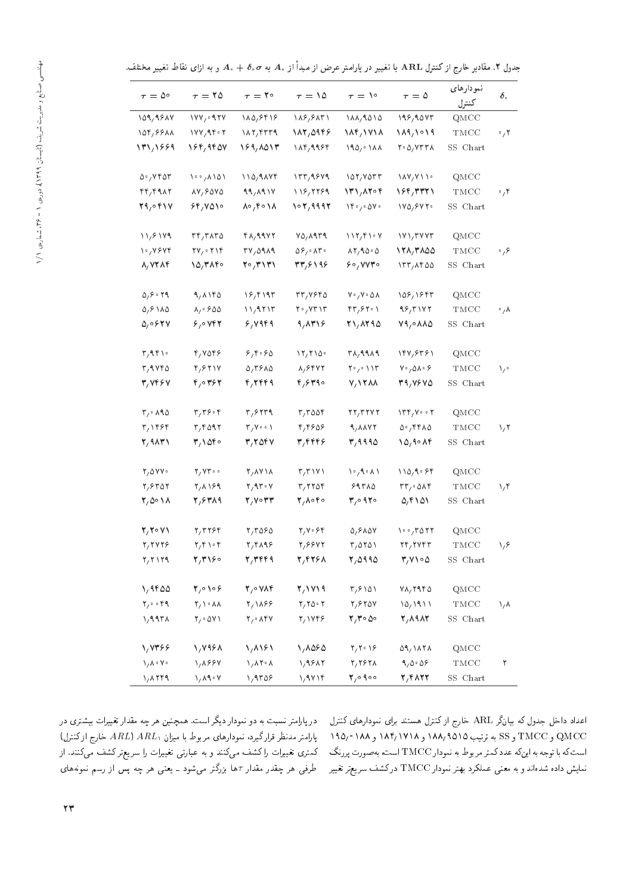جدول ۲. مقادیر خارج از کنترل ARL با تغییر در پارامتر عرض از مبدأ از $A_0$ به $A_0 + \delta_0 \sigma$ و به ازای نقاط تغییر مختلف.

| $\delta_0$ | نمودارهای کنترل | $\tau = 5$ | $\tau = 10$ | $\tau = 15$ | $\tau = 20$ | $\tau = 25$ | $\tau = 50$ |
|---|---|---|---|---|---|---|---|
| ۰٫۲ | QMCC | ۱۹۶٫۹۵۷۳ | ۱۸۸٫۹۵۱۵ | ۱۸۶٫۶۸۳۱ | ۱۸۵٫۶۴۱۶ | ۱۷۷٫۰۹۲۷ | ۱۵۹٫۹۶۸۷ |
| | TMCC | **۱۸۹٫۱۰۱۹** | **۱۸۴٫۱۷۱۸** | **۱۸۲٫۵۹۴۶** | ۱۸۲٫۴۳۳۹ | ۱۷۷٫۹۴۰۲ | ۱۵۴٫۶۶۸۸ |
| | SS Chart | ۲۰۵٫۷۳۳۸ | ۱۹۵٫۰۱۸۸ | ۱۸۴٫۹۹۶۴ | **۱۶۹٫۸۵۱۳** | **۱۶۴٫۹۴۵۷** | **۱۳۱٫۱۶۶۹** |
| ۰٫۴ | QMCC | ۱۸۷٫۷۱۱۰ | ۱۵۲٫۷۵۳۳ | ۱۳۳٫۹۶۷۹ | ۱۱۵٫۹۸۷۴ | ۱۰۰٫۸۱۵۱ | ۵۰٫۷۴۵۳ |
| | TMCC | **۱۶۴٫۳۳۲۱** | **۱۳۱٫۸۲۰۴** | ۱۱۶٫۲۲۶۹ | ۹۹٫۸۹۱۷ | ۸۷٫۶۵۷۵ | ۴۴٫۴۹۸۲ |
| | SS Chart | ۱۷۵٫۶۷۲۰ | ۱۴۰٫۰۵۷۰ | **۱۰۲٫۹۹۹۲** | **۸۰٫۴۰۱۸** | **۶۴٫۷۵۱۰** | **۲۹٫۰۴۱۷** |
| ۰٫۶ | QMCC | ۱۷۱٫۳۷۷۳ | ۱۱۲٫۴۱۰۷ | ۷۵٫۸۹۳۹ | ۴۸٫۹۹۷۲ | ۳۴٫۳۸۳۵ | ۱۱٫۶۱۷۹ |
| | TMCC | **۱۲۸٫۳۸۵۵** | ۸۲٫۹۵۰۵ | ۵۶٫۰۸۳۰ | ۳۷٫۵۹۸۹ | ۲۷٫۰۲۱۴ | ۱۰٫۷۶۷۴ |
| | SS Chart | ۱۳۳٫۸۴۵۵ | **۶۰٫۷۷۳۰** | **۳۳٫۶۱۹۶** | **۲۰٫۳۱۳۱** | **۱۵٫۳۸۴۰** | **۸٫۷۲۸۴** |
| ۰٫۸ | QMCC | ۱۵۶٫۱۶۴۳ | ۷۰٫۷۰۵۸ | ۳۳٫۷۶۴۵ | ۱۶٫۴۱۹۳ | ۹٫۸۱۴۵ | ۵٫۶۰۲۹ |
| | TMCC | ۹۶٫۳۱۷۲ | ۴۳٫۶۲۰۱ | ۲۰٫۷۳۱۳ | ۱۱٫۹۲۱۳ | ۸٫۰۶۵۵ | ۵٫۶۱۸۵ |
| | SS Chart | **۷۹٫۰۸۸۵** | **۲۱٫۸۲۹۵** | **۹٫۸۳۱۶** | **۶٫۷۹۴۹** | **۶٫۰۷۴۲** | **۵٫۰۶۲۷** |
| ۱٫۰ | QMCC | ۱۴۷٫۶۳۶۱ | ۳۸٫۹۹۸۹ | ۱۲٫۲۱۵۰ | ۶٫۴۰۶۵ | ۴٫۷۵۴۶ | ۳٫۹۴۱۰ |
| | TMCC | ۷۰٫۵۸۰۶ | ۲۰٫۰۱۱۳ | ۸٫۶۴۷۲ | ۵٫۳۶۸۵ | ۴٫۶۲۱۷ | ۳٫۹۷۴۵ |
| | SS Chart | **۳۹٫۷۶۷۵** | **۷٫۱۲۸۸** | **۴٫۶۳۹۰** | **۴٫۲۴۴۹** | **۴٫۰۳۶۲** | **۳٫۷۴۶۷** |
| ۱٫۲ | QMCC | ۱۳۴٫۷۰۰۲ | ۲۲٫۳۲۷۲ | ۳٫۳۵۵۴ | ۳٫۶۲۳۹ | ۳٫۳۶۰۴ | ۳٫۰۸۹۵ |
| | TMCC | ۵۰٫۴۴۸۵ | ۹٫۸۸۷۲ | ۴٫۴۶۵۶ | ۳٫۷۰۰۱ | ۳٫۴۵۹۲ | ۳٫۱۴۶۴ |
| | SS Chart | **۱۵٫۹۰۸۴** | **۳٫۹۹۹۵** | **۳٫۴۴۴۶** | **۳٫۲۵۴۷** | **۳٫۱۵۴۰** | **۲٫۹۸۳۱** |
| ۱٫۴ | QMCC | ۱۱۵٫۹۰۶۴ | ۱۰٫۹۰۸۱ | ۳٫۳۱۷۱ | ۲٫۸۷۱۸ | ۲٫۷۳۰۰ | ۲٫۵۷۷۰ |
| | TMCC | ۳۳٫۰۵۸۴ | ۶۹۳۸۵ | ۳٫۲۲۵۴ | ۲٫۹۳۰۷ | ۲٫۸۱۶۹ | ۲٫۶۳۵۲ |
| | SS Chart | **۵٫۴۱۵۱** | **۳٫۰۹۲۰** | **۲٫۸۰۴۰** | **۲٫۷۰۳۳** | **۲٫۶۳۸۹** | **۲٫۵۰۱۸** |
| ۱٫۶ | QMCC | ۱۰۰٫۳۵۲۲ | ۵٫۶۸۵۷ | ۲٫۷۰۶۴ | ۲٫۳۵۶۵ | ۲٫۳۲۶۴ | **۲٫۲۰۷۱** |
| | TMCC | ۲۴٫۲۷۴۳ | ۳٫۵۲۵۱ | ۲٫۶۶۷۲ | ۲٫۴۸۹۶ | ۲٫۴۱۰۴ | ۲٫۲۷۲۶ |
| | SS Chart | **۳٫۷۱۰۵** | **۲٫۵۹۹۵** | **۲٫۴۲۶۸** | **۲٫۳۴۴۹** | **۲٫۳۱۶۰** | ۲٫۲۱۲۹ |
| ۱٫۸ | QMCC | ۷۸٫۲۹۴۵ | ۳٫۶۱۵۱ | **۲٫۱۷۱۹** | **۲٫۰۷۸۴** | **۲٫۰۱۰۶** | **۱٫۹۴۵۵** |
| | TMCC | ۱۵٫۱۹۱۱ | ۲٫۶۲۵۷ | ۲٫۲۵۰۲ | ۲٫۱۸۶۶ | ۲٫۱۰۸۸ | ۲٫۰۰۴۹ |
| | SS Chart | **۲٫۸۹۸۲** | **۲٫۳۰۵۰** | ۲٫۱۷۴۶ | ۲٫۰۸۴۷ | ۲٫۰۵۷۱ | ۱٫۹۹۳۸ |
| ۲ | QMCC | ۵۹٫۱۸۲۸ | ۲٫۲۰۱۶ | ۱٫۸۵۶۵ | ۱٫۸۱۶۱ | ۱٫۷۹۶۸ | ۱٫۷۳۶۶ |
| | TMCC | ۹٫۵۰۵۶ | ۲٫۲۶۲۸ | ۱٫۹۶۸۲ | ۱٫۸۲۰۸ | ۱٫۸۶۶۷ | ۱٫۸۰۷۰ |
| | SS Chart | **۲٫۴۸۳۲** | **۲٫۰۹۰۰** | ۱٫۹۷۱۴ | ۱٫۹۳۵۶ | ۱٫۸۹۰۷ | ۱٫۸۲۴۹ |

اعداد داخل جدول که بیانگر ARL خارج از کنترل هستند برای نمودارهای کنترل QMCC و TMCC و SS به ترتیب ۱۸۸٫۹۵۱۵ و ۱۸۴٫۱۷۱۸ و ۱۹۵٫۰۱۸۸ است که با توجه به این‌که عدد کمتر مربوط به نمودار TMCC است، به‌صورت پررنگ نمایش داده شده‌اند و به معنی عملکرد بهتر نمودار TMCC در کشف سریع‌تر تغییر در پارامتر نسبت به دو نمودار دیگر است. همچنین هر چه مقدار تغییرات بیشتری در پارامتر مدنظر قرار گیرد، نمودارهای مربوط با میزان $ARL_1$ ($ARL$ خارج از کنترل) کمتری تغییرات را کشف می‌کنند و به عبارتی تغییرات را سریع‌تر کشف می‌کنند. از طرفی هر چقدر مقدار $\tau$ها بزرگ‌تر می‌شود ــ یعنی هر چه پس از رسم نمونه‌های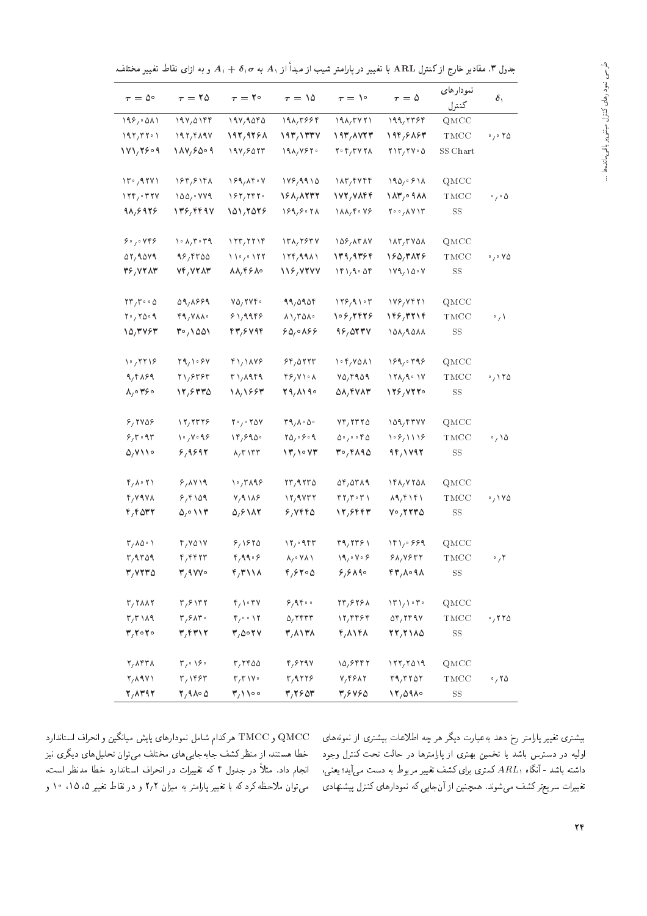جدول ۳. مقادیر خارج از کنترل ARL با تغییر در پارامتر شیب از مبدأ از $A_1$ به $A_1 + \delta_1\sigma$ و به ازای نقاط تغییر مختلف

| $\delta_1$ | نمودارهای کنترل | $\tau = 5$ | $\tau = 10$ | $\tau = 15$ | $\tau = 20$ | $\tau = 25$ | $\tau = 50$ |
|---|---|---|---|---|---|---|---|
| ۰٫۰۲۵ | QMCC | ۱۹۹٫۲۳۶۴ | ۱۹۸٫۳۷۲۱ | ۱۹۸٫۳۶۶۴ | ۱۹۷٫۹۵۴۵ | ۱۹۷٫۵۱۴۴ | ۱۹۶٫۰۵۸۱ |
| | TMCC | **۱۹۴٫۶۸۶۳** | **۱۹۳٫۸۷۲۳** | **۱۹۳٫۱۳۳۷** | **۱۹۲٫۹۲۶۸** | **۱۹۲٫۴۸۹۷** | ۱۹۲٫۳۲۰۱ |
| | SS Chart | ۲۱۳٫۲۷۰۵ | ۲۰۴٫۳۷۲۸ | ۱۹۸٫۷۶۲۰ | ۱۹۷٫۶۵۲۳ | **۱۸۷٫۶۵۰۹** | **۱۷۱٫۲۶۰۹** |
| ۰٫۰۵ | QMCC | ۱۹۵٫۰۶۱۸ | ۱۸۳٫۴۷۴۴ | ۱۷۶٫۹۹۱۵ | ۱۶۹٫۸۴۰۷ | ۱۶۳٫۶۱۴۸ | ۱۳۰٫۹۲۷۱ |
| | TMCC | **۱۸۳٫۰۹۸۸** | **۱۷۲٫۷۸۴۴** | **۱۶۸٫۸۲۳۲** | ۱۶۲٫۲۴۲۰ | ۱۵۵٫۰۷۷۹ | ۱۲۴٫۰۳۲۷ |
| | SS | ۲۰۰٫۸۷۱۳ | ۱۸۸٫۴۰۷۶ | ۱۶۹٫۶۰۲۸ | **۱۵۱٫۲۵۲۶** | **۱۳۶٫۴۴۹۷** | **۹۸٫۶۹۲۶** |
| ۰٫۰۷۵ | QMCC | ۱۸۳٫۳۷۵۸ | ۱۵۶٫۸۳۸۷ | ۱۳۸٫۲۶۳۷ | ۱۲۳٫۲۲۱۴ | ۱۰۸٫۳۰۳۹ | ۶۰٫۰۷۴۶ |
| | TMCC | **۱۶۵٫۳۸۲۶** | **۱۳۹٫۹۳۶۴** | ۱۲۴٫۹۹۸۱ | ۱۱۰٫۰۱۲۲ | ۹۶٫۴۳۵۵ | ۵۲٫۹۵۷۹ |
| | SS | ۱۷۹٫۱۵۰۷ | ۱۴۱٫۹۰۵۴ | **۱۱۶٫۷۲۷۷** | **۸۸٫۴۶۸۰** | **۷۴٫۷۲۸۳** | **۳۶٫۷۲۸۳** |
| ۰٫۱ | QMCC | ۱۷۶٫۷۴۲۱ | ۱۲۶٫۹۱۰۳ | ۹۹٫۵۹۵۴ | ۷۵٫۲۷۴۰ | ۵۹٫۸۶۶۹ | ۲۳٫۳۰۰۵ |
| | TMCC | **۱۴۶٫۳۲۱۴** | ۱۰۶٫۲۴۲۶ | ۸۱٫۳۵۸۰ | ۶۱٫۹۹۴۶ | ۴۹٫۷۸۸۰ | ۲۰٫۲۵۰۹ |
| | SS | ۱۵۸٫۹۵۸۸ | **۹۶٫۵۳۳۷** | **۶۵٫۰۸۶۶** | **۴۳٫۶۷۹۴** | **۳۰٫۱۵۵۱** | **۱۵٫۳۷۶۳** |
| ۰٫۱۲۵ | QMCC | ۱۶۹٫۰۳۹۶ | ۱۰۴٫۷۵۸۱ | ۶۴٫۵۲۲۳ | ۴۱٫۱۸۷۶ | ۲۹٫۱۰۶۷ | ۱۰٫۲۲۱۶ |
| | TMCC | ۱۲۸٫۹۰۱۷ | ۷۵٫۴۹۰۹ | ۴۶٫۷۱۰۸ | ۳۱٫۸۹۴۹ | ۲۱٫۶۳۶۳ | ۹٫۴۸۶۹ |
| | SS | **۱۲۶٫۷۲۲۰** | **۵۸٫۴۷۸۳** | **۲۹٫۸۱۹۰** | **۱۸٫۱۶۶۳** | **۱۲٫۶۳۳۵** | **۸٫۰۳۶۰** |
| ۰٫۱۵ | QMCC | ۱۵۹٫۴۳۷۷ | ۷۴٫۲۳۲۵ | ۳۹٫۸۰۵۰ | ۲۰٫۰۲۵۷ | ۱۲٫۲۳۲۶ | ۶٫۲۷۵۶ |
| | TMCC | ۱۰۶٫۱۱۱۶ | ۵۰٫۰۰۴۵ | ۲۵٫۰۶۰۹ | ۱۴٫۶۹۵۰ | ۱۰٫۷۰۹۶ | ۶٫۳۰۹۳ |
| | SS | **۹۴٫۱۷۹۲** | **۳۰٫۴۸۹۵** | **۱۳٫۱۰۷۳** | **۸٫۳۱۳۳** | **۶٫۹۶۹۲** | **۵٫۷۱۱۰** |
| ۰٫۱۷۵ | QMCC | ۱۴۸٫۷۲۵۸ | ۵۴٫۵۳۸۹ | ۲۳٫۹۲۳۵ | ۱۰٫۳۸۹۶ | ۶٫۸۷۱۹ | ۴٫۸۰۲۱ |
| | TMCC | ۸۹٫۴۱۴۱ | ۳۲٫۳۰۳۱ | ۱۲٫۹۷۳۲ | ۷٫۹۱۸۶ | ۶٫۴۱۵۹ | ۴٫۷۹۷۸ |
| | SS | **۷۰٫۲۲۳۵** | **۱۲٫۶۴۴۳** | **۶٫۷۴۴۵** | **۵٫۶۱۸۲** | **۵٫۰۱۱۳** | **۴٫۴۵۳۲** |
| ۰٫۲ | QMCC | ۱۴۱٫۰۶۶۹ | ۳۹٫۲۳۶۱ | ۱۲٫۰۹۴۳ | ۶٫۱۶۲۵ | ۴٫۷۵۱۷ | ۳٫۸۵۰۱ |
| | TMCC | ۶۸٫۷۶۳۲ | ۱۹٫۰۷۰۶ | ۸٫۰۷۸۱ | ۴٫۹۹۰۶ | ۴٫۴۴۲۳ | ۳٫۹۳۵۹ |
| | SS | **۴۳٫۸۰۹۸** | **۶٫۶۸۹۰** | **۴٫۶۲۰۵** | **۴٫۳۱۱۸** | **۳٫۹۷۷۰** | **۳٫۷۲۳۵** |
| ۰٫۲۲۵ | QMCC | ۱۳۱٫۱۰۳۰ | ۲۳٫۶۲۶۸ | ۶٫۹۴۰۰ | ۴٫۱۰۳۷ | ۳٫۶۱۳۲ | ۳٫۲۸۸۲ |
| | TMCC | ۵۴٫۲۴۹۷ | ۱۲٫۴۴۶۴ | ۵٫۲۴۳۳ | ۴٫۰۰۱۲ | ۳٫۶۸۳۰ | ۳٫۳۱۸۹ |
| | SS | **۲۲٫۲۱۸۵** | **۴٫۸۱۴۸** | **۳٫۸۱۳۸** | **۳٫۵۰۲۷** | **۳٫۴۳۱۲** | **۳٫۲۰۲۰** |
| ۰٫۲۵ | QMCC | ۱۲۲٫۲۵۱۹ | ۱۵٫۶۴۴۲ | ۴٫۶۲۹۷ | ۳٫۲۴۵۵ | ۳٫۰۱۶۰ | ۲٫۸۴۳۸ |
| | TMCC | ۳۹٫۳۲۵۲ | ۷٫۴۶۸۲ | ۳٫۹۲۲۶ | ۳٫۳۱۷۰ | ۳٫۱۴۶۳ | ۲٫۸۹۷۱ |
| | SS | **۱۲٫۵۹۸۰** | **۳٫۶۷۶۵** | **۳٫۲۶۵۳** | **۳٫۱۱۰۰** | **۲٫۹۸۰۵** | **۲٫۸۳۹۲** |

بیشتری تغییر پارامتر رخ دهد به‌عبارت دیگر هر چه اطلاعات بیشتری از نمونه‌های اولیه در دسترس باشد یا تخمین بهتری از پارامترها در حالت تحت کنترل وجود داشته باشد - آنگاه $ARL_1$ کمتری برای کشف تغییر مربوط به دست می‌آید؛ یعنی، تغییرات سریع‌تر کشف می‌شوند. همچنین از آن‌جایی که نمودارهای کنترل پیشنهادی QMCC و TMCC هرکدام شامل نمودارهای پایش میانگین و انحراف استاندارد خطا هستند، از منظر کشف جابه‌جایی‌های مختلف می‌توان تحلیل‌های دیگری نیز انجام داد. مثلاً در جدول ۴ که تغییرات در انحراف استاندارد خطا مدنظر است، می‌توان ملاحظه کرد که با تغییر پارامتر به میزان ۲٫۲ و در نقاط تغییر ۵، ۱۵، ۱۰ و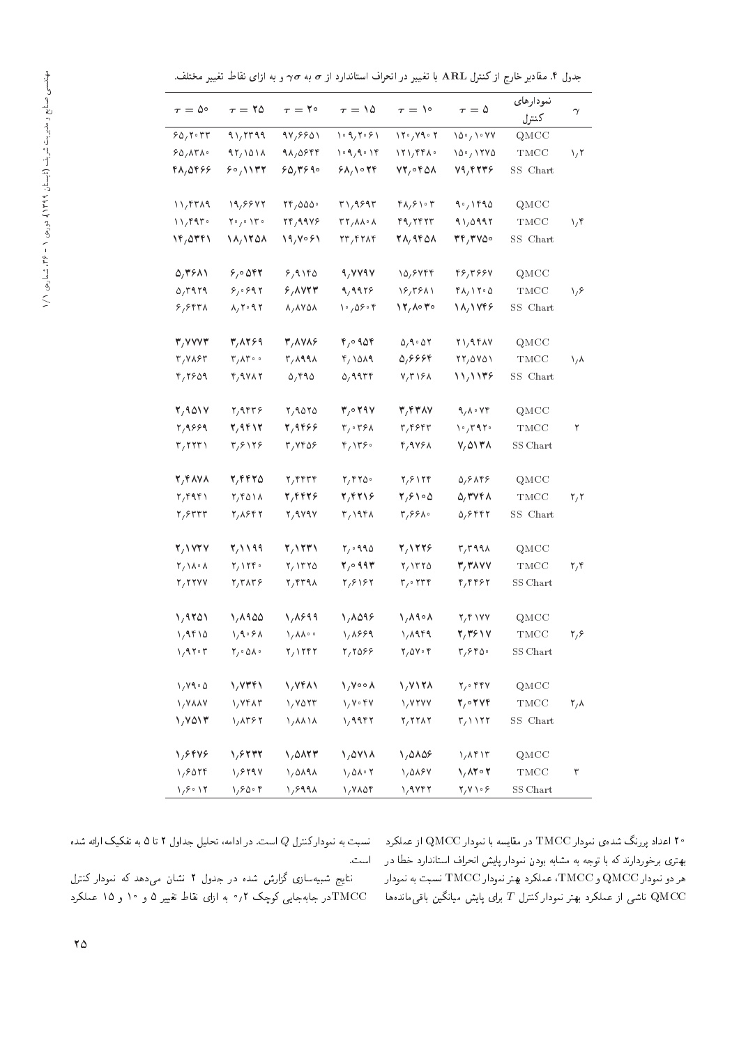جدول ۴. مقادیر خارج از کنترل ARL با تغییر در انحراف استاندارد از $\sigma$ به $\gamma\sigma$ و به ازای نقاط تغییر مختلف.

| $\gamma$ | نمودارهای کنترل | $\tau=5$ | $\tau=10$ | $\tau=15$ | $\tau=20$ | $\tau=25$ | $\tau=50$ |
|---|---|---|---|---|---|---|---|
| ۱٫۲ | QMCC | ۱۵۰٫۱۰۷۷ | ۱۲۰٫۷۹۰۲ | ۱۰۹٫۲۰۶۱ | ۹۷٫۶۶۵۱ | ۹۱٫۲۳۹۹ | ۶۵٫۲۰۳۳ |
| | TMCC | ۱۵۰٫۱۲۷۵ | ۱۲۱٫۴۴۸۰ | ۱۰۹٫۹۰۱۴ | ۹۸٫۵۶۴۴ | ۹۲٫۱۵۱۸ | ۶۵٫۸۳۸۰ |
| | SS Chart | ۷۹٫۴۲۳۶ | ۷۲٫۰۴۵۸ | ۶۸٫۱۰۲۴ | ۶۵٫۳۶۹۰ | ۶۰٫۱۱۳۲ | ۴۸٫۵۴۶۶ |
| ۱٫۴ | QMCC | ۹۰٫۱۴۹۵ | ۴۸٫۶۱۰۳ | ۳۱٫۹۶۹۳ | ۲۴٫۵۵۵۰ | ۱۹٫۶۶۷۲ | ۱۱٫۴۳۸۹ |
| | TMCC | ۹۱٫۵۹۹۲ | ۴۹٫۲۴۲۳ | ۳۲٫۸۸۰۸ | ۲۴٫۹۹۷۶ | ۲۰٫۰۱۳۰ | ۱۱٫۴۹۳۰ |
| | SS Chart | ۳۴٫۳۷۵۰ | ۲۸٫۹۴۵۸ | ۲۳٫۴۲۸۴ | ۱۹٫۷۰۶۱ | ۱۸٫۱۲۵۸ | ۱۴٫۵۳۴۱ |
| ۱٫۶ | QMCC | ۴۶٫۳۶۶۷ | ۱۵٫۶۷۴۴ | ۹٫۷۷۹۷ | ۶٫۹۱۴۵ | ۶٫۰۵۴۲ | ۵٫۳۶۸۱ |
| | TMCC | ۴۸٫۱۲۰۵ | ۱۶٫۳۶۸۱ | ۹٫۹۹۲۶ | ۶٫۸۷۲۳ | ۶٫۰۶۹۲ | ۵٫۳۹۲۹ |
| | SS Chart | ۱۸٫۱۷۴۶ | ۱۲٫۸۰۳۰ | ۱۰٫۵۶۰۴ | ۸٫۸۷۵۸ | ۸٫۲۰۹۲ | ۶٫۶۴۳۸ |
| ۱٫۸ | QMCC | ۲۱٫۹۴۸۷ | ۵٫۹۰۵۲ | ۴٫۰۹۵۴ | ۳٫۸۷۸۶ | ۳٫۸۲۶۹ | ۳٫۷۷۷۳ |
| | TMCC | ۲۲٫۵۷۵۱ | ۵٫۶۶۶۴ | ۴٫۱۵۸۹ | ۳٫۸۹۹۸ | ۳٫۸۳۰۰ | ۳٫۷۸۶۳ |
| | SS Chart | ۱۱٫۱۱۳۶ | ۷٫۳۱۶۸ | ۵٫۹۹۳۴ | ۵٫۴۹۵ | ۴٫۹۷۸۲ | ۴٫۲۶۵۹ |
| ۲ | QMCC | ۹٫۸۰۷۴ | ۳٫۴۳۸۷ | ۳٫۰۲۹۷ | ۲٫۹۵۲۵ | ۲٫۹۴۳۶ | ۲٫۹۵۱۷ |
| | TMCC | ۱۰٫۳۹۲۰ | ۳٫۴۶۴۳ | ۳٫۰۳۶۸ | ۲٫۹۴۶۶ | ۲٫۹۴۱۲ | ۲٫۹۶۶۹ |
| | SS Chart | ۷٫۵۱۳۸ | ۴٫۹۷۶۸ | ۴٫۱۳۶۰ | ۳٫۷۴۵۶ | ۳٫۶۱۲۶ | ۳٫۲۲۳۱ |
| ۲٫۲ | QMCC | ۵٫۶۸۴۶ | ۲٫۶۱۲۴ | ۲٫۴۲۵۰ | ۲٫۴۴۳۴ | ۲٫۴۴۲۵ | ۲٫۴۸۷۸ |
| | TMCC | ۵٫۳۷۴۸ | ۲٫۶۱۰۵ | ۲٫۴۲۱۶ | ۲٫۴۴۲۶ | ۲٫۴۵۱۸ | ۲٫۴۹۴۱ |
| | SS Chart | ۵٫۶۴۴۲ | ۳٫۶۶۸۰ | ۳٫۱۹۴۸ | ۲٫۹۷۹۷ | ۲٫۸۶۴۲ | ۲٫۶۳۳۳ |
| ۲٫۴ | QMCC | ۳٫۳۹۹۸ | ۲٫۱۲۲۶ | ۲٫۰۹۹۵ | ۲٫۱۲۳۱ | ۲٫۱۱۹۹ | ۲٫۱۷۲۷ |
| | TMCC | ۳٫۳۸۷۷ | ۲٫۱۳۲۵ | ۲٫۰۹۹۳ | ۲٫۱۳۲۵ | ۲٫۱۲۴۰ | ۲٫۱۸۰۸ |
| | SS Chart | ۴٫۴۴۶۲ | ۳٫۰۲۳۴ | ۲٫۶۱۶۲ | ۲٫۴۳۹۸ | ۲٫۳۸۳۶ | ۲٫۲۲۷۷ |
| ۲٫۶ | QMCC | ۲٫۴۱۷۷ | ۱٫۸۹۰۸ | ۱٫۸۵۹۶ | ۱٫۸۶۹۹ | ۱٫۸۹۵۵ | ۱٫۹۲۵۱ |
| | TMCC | ۲٫۳۶۱۷ | ۱٫۸۹۴۹ | ۱٫۸۶۶۹ | ۱٫۸۸۰۰ | ۱٫۹۰۶۸ | ۱٫۹۴۱۵ |
| | SS Chart | ۳٫۶۴۵۰ | ۲٫۵۷۰۴ | ۲٫۲۵۶۶ | ۲٫۱۲۴۲ | ۲٫۰۵۸۰ | ۱٫۹۲۰۳ |
| ۲٫۸ | QMCC | ۲٫۰۴۴۷ | ۱٫۷۱۲۸ | ۱٫۷۰۰۸ | ۱٫۷۴۸۱ | ۱٫۷۳۴۱ | ۱٫۷۹۰۵ |
| | TMCC | ۲٫۰۲۷۴ | ۱٫۷۲۷۷ | ۱٫۷۰۴۷ | ۱٫۷۵۲۳ | ۱٫۷۴۸۳ | ۱٫۷۸۸۷ |
| | SS Chart | ۳٫۱۱۲۲ | ۲٫۲۲۸۲ | ۱٫۹۹۴۲ | ۱٫۸۸۱۸ | ۱٫۸۳۶۲ | ۱٫۷۵۱۳ |
| ۳ | QMCC | ۱٫۸۴۱۳ | ۱٫۵۸۵۶ | ۱٫۵۷۱۸ | ۱٫۵۸۲۳ | ۱٫۶۲۳۲ | ۱٫۶۴۷۶ |
| | TMCC | ۱٫۸۳۰۲ | ۱٫۵۸۶۷ | ۱٫۵۸۰۲ | ۱٫۵۸۹۸ | ۱٫۶۲۹۷ | ۱٫۶۵۲۴ |
| | SS Chart | ۲٫۷۱۰۶ | ۱٫۹۷۴۲ | ۱٫۷۸۵۴ | ۱٫۶۹۹۸ | ۱٫۶۵۰۴ | ۱٫۶۰۱۲ |

۲۰ اعداد پررنگ شده‌ی نمودار TMCC در مقایسه با نمودار QMCC از عملکرد بهتری برخوردارند که با توجه به مشابه بودن نمودار پایش انحراف استاندارد خطا در هر دو نمودار QMCC و TMCC، عملکرد بهتر نمودار TMCC نسبت به نمودار QMCC ناشی از عملکرد بهتر نمودار کنترل $T$ برای پایش میانگین باقی‌مانده‌ها نسبت به نمودار کنترل $Q$ است. در ادامه، تحلیل جداول ۲ تا ۵ به تفکیک ارائه شده است.

نتایج شبیه‌سازی گزارش شده در جدول ۲ نشان می‌دهد که نمودار کنترل TMCC در جابه‌جایی کوچک ۰٫۲ به ازای نقاط تغییر ۵ و ۱۰ و ۱۵ عملکرد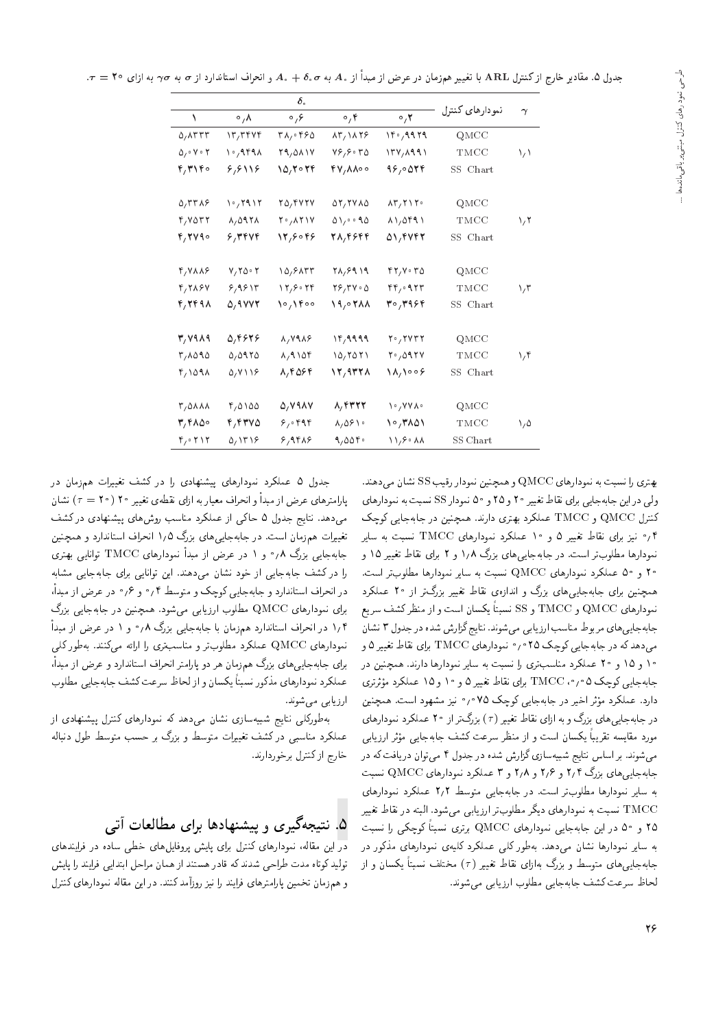جدول ۵. مقادیر خارج از کنترل ARL با تغییر هم‌زمان در عرض از مبدأ از $A_0$ به $A_0 + \delta_0 \sigma$ و انحراف استاندارد از $\sigma$ به $\gamma\sigma$ به ازای $\tau = 20$.

| $\gamma$ | نمودارهای کنترل | $\delta_0$ | | | | |
|---|---|---|---|---|---|---|
| | | ۰٫۲ | ۰٫۴ | ۰٫۶ | ۰٫۸ | ۱ |
| ۱٫۱ | QMCC | ۱۴۰٫۹۹۲۹ | ۸۳٫۱۸۲۶ | ۳۸٫۰۴۶۵ | ۱۳٫۳۴۷۴ | ۵٫۸۳۳۳ |
| | TMCC | ۱۳۷٫۸۹۹۱ | ۷۶٫۶۰۳۵ | ۲۹٫۵۸۱۷ | ۱۰٫۹۴۹۸ | ۵٫۰۷۰۲ |
| | SS Chart | ۹۶٫۰۵۲۴ | ۴۷٫۸۸۰۰ | ۱۵٫۲۰۲۴ | ۶٫۶۱۱۶ | ۴٫۳۱۴۰ |
| ۱٫۲ | QMCC | ۸۳٫۲۱۲۰ | ۵۲٫۲۷۸۵ | ۲۵٫۴۷۲۷ | ۱۰٫۲۹۱۲ | ۵٫۳۳۸۶ |
| | TMCC | ۸۱٫۵۴۹۱ | ۵۱٫۰۰۹۵ | ۲۰٫۸۲۱۷ | ۸٫۵۹۲۸ | ۴٫۷۵۳۲ |
| | SS Chart | ۵۱٫۴۷۴۲ | ۲۸٫۴۶۴۴ | ۱۲٫۶۰۴۶ | ۶٫۳۴۷۴ | ۴٫۲۷۹۰ |
| ۱٫۳ | QMCC | ۴۲٫۷۰۳۵ | ۲۸٫۶۹۱۹ | ۱۵٫۶۸۳۳ | ۷٫۲۵۰۲ | ۴٫۷۸۸۶ |
| | TMCC | ۴۴٫۰۹۲۳ | ۲۶٫۳۷۰۵ | ۱۲٫۶۰۲۴ | ۶٫۹۶۱۳ | ۴٫۲۸۶۷ |
| | SS Chart | ۳۰٫۳۹۶۴ | ۱۹٫۰۲۸۸ | ۱۰٫۱۴۰۰ | ۵٫۹۷۷۲ | ۴٫۲۴۹۸ |
| ۱٫۴ | QMCC | ۲۰٫۲۷۳۲ | ۱۴٫۹۹۹۹ | ۸٫۷۹۸۶ | ۵٫۴۶۲۶ | ۳٫۷۹۸۹ |
| | TMCC | ۲۰٫۵۹۲۷ | ۱۵٫۲۵۲۱ | ۸٫۹۱۵۴ | ۵٫۵۹۲۵ | ۳٫۸۵۹۵ |
| | SS Chart | ۱۸٫۱۰۰۶ | ۱۲٫۹۳۲۸ | ۸٫۴۵۶۴ | ۵٫۷۱۱۶ | ۴٫۱۵۹۸ |
| ۱٫۵ | QMCC | ۱۰٫۷۷۸۰ | ۸٫۴۳۲۲ | ۵٫۷۹۸۷ | ۴٫۵۱۵۵ | ۳٫۵۸۸۸ |
| | TMCC | ۱۰٫۳۸۵۱ | ۸٫۵۶۱۰ | ۶٫۰۴۹۴ | ۴٫۴۳۷۵ | ۳٫۴۸۵۰ |
| | SS Chart | ۱۱٫۶۰۸۸ | ۹٫۵۵۴۰ | ۶٫۹۴۸۶ | ۵٫۱۳۱۶ | ۴٫۰۲۱۲ |

بهتری را نسبت به نمودارهای QMCC و همچنین نمودار رقیب SS نشان می‌دهند. ولی در این جابه‌جایی برای نقاط تغییر ۲۰ و ۲۵ و ۵۰ نمودار SS نسبت به نمودارهای کنترل QMCC و TMCC عملکرد بهتری دارند. همچنین در جابه‌جایی کوچک ۰٫۴ نیز برای نقاط تغییر ۵ و ۱۰ عملکرد نمودارهای TMCC نسبت به سایر نمودارها مطلوب‌تر است. در جابه‌جایی‌های بزرگ ۱٫۸ و ۲ برای نقاط تغییر ۱۵ و ۲۰ و ۵۰ عملکرد نمودارهای QMCC نسبت به سایر نمودارها مطلوب‌تر است. همچنین برای جابه‌جایی‌های بزرگ و اندازه‌ی نقاط تغییر بزرگ‌تر از ۲۰ عملکرد نمودارهای QMCC و TMCC و SS نسبتاً یکسان است و از منظر کشف سریع جابه‌جایی‌های مربوط مناسب ارزیابی می‌شوند. نتایج گزارش شده در جدول ۳ نشان می‌دهد که در جابه‌جایی کوچک ۰٫۰۲۵ نمودارهای TMCC برای نقاط تغییر ۵ و ۱۰ و ۱۵ و ۲۰ عملکرد مناسب‌تری را نسبت به سایر نمودارها دارند. همچنین در جابه‌جایی کوچک ۰٫۰۵، TMCC برای نقاط تغییر ۵ و ۱۰ و ۱۵ عملکرد مؤثرتری دارد. عملکرد مؤثر اخیر در جابه‌جایی کوچک ۰٫۰۷۵ نیز مشهود است. همچنین در جابه‌جایی‌های بزرگ و به ازای نقاط تغییر ($\tau$) بزرگ‌تر از ۲۰ عملکرد نمودارهای مورد مقایسه تقریباً یکسان است و از منظر سرعت کشف جابه‌جایی مؤثر ارزیابی می‌شوند. بر اساس نتایج شبیه‌سازی گزارش شده در جدول ۴ می‌توان دریافت که در جابه‌جایی‌های بزرگ ۲٫۴ و ۲٫۶ و ۲٫۸ و ۳ عملکرد نمودارهای QMCC نسبت به سایر نمودارها مطلوب‌تر است. در جابه‌جایی متوسط ۲٫۲ عملکرد نمودارهای TMCC نسبت به نمودارهای دیگر مطلوب‌تر ارزیابی می‌شود. البته در نقاط تغییر ۲۵ و ۵۰ در این جابه‌جایی نمودارهای QMCC برتری نسبتاً کوچکی را نسبت به سایر نمودارها نشان می‌دهند. به‌طور کلی عملکرد کلیه‌ی نمودارهای مذکور در جابه‌جایی‌های متوسط و بزرگ به‌ازای نقاط تغییر ($\tau$) مختلف نسبتاً یکسان و از لحاظ سرعت کشف جابه‌جایی مطلوب ارزیابی می‌شوند.

جدول ۵ عملکرد نمودارهای پیشنهادی را در کشف تغییرات هم‌زمان در پارامترهای عرض از مبدأ و انحراف معیار به ازای نقطه‌ی تغییر ۲۰ ($\tau = 20$) نشان می‌دهد. نتایج جدول ۵ حاکی از عملکرد مناسب روش‌های پیشنهادی در کشف تغییرات هم‌زمان است. در جابه‌جایی‌های بزرگ ۱٫۵ انحراف استاندارد و همچنین جابه‌جایی بزرگ ۰٫۸ و ۱ در عرض از مبدأ نمودارهای TMCC توانایی بهتری را در کشف جابه‌جایی از خود نشان می‌دهند. این توانایی برای جابه‌جایی مشابه در انحراف استاندارد و جابه‌جایی کوچک و متوسط ۰٫۴ و ۰٫۶ در عرض از مبدأ، برای نمودارهای QMCC مطلوب ارزیابی می‌شود. همچنین در جابه‌جایی بزرگ ۱٫۴ در انحراف استاندارد هم‌زمان با جابه‌جایی بزرگ ۰٫۸ و ۱ در عرض از مبدأ نمودارهای QMCC عملکرد مطلوب‌تر و مناسب‌تری را ارائه می‌کنند. به‌طور کلی برای جابه‌جایی‌های بزرگ هم‌زمان هر دو پارامتر انحراف استاندارد و عرض از مبدأ، عملکرد نمودارهای مذکور نسبتاً یکسان و از لحاظ سرعت کشف جابه‌جایی مطلوب ارزیابی می‌شوند.

به‌طورکلی نتایج شبیه‌سازی نشان می‌دهد که نمودارهای کنترل پیشنهادی از عملکرد مناسبی در کشف تغییرات متوسط و بزرگ بر حسب متوسط طول دنباله خارج از کنترل برخوردارند.

## ۵. نتیجه‌گیری و پیشنهادها برای مطالعات آتی

در این مقاله، نمودارهای کنترل برای پایش پروفایل‌های خطی ساده در فرایندهای تولید کوتاه مدت طراحی شدند که قادر هستند از همان مراحل ابتدایی فرایند را پایش و هم‌زمان تخمین پارامترهای فرایند را نیز روزآمد کنند. در این مقاله نمودارهای کنترل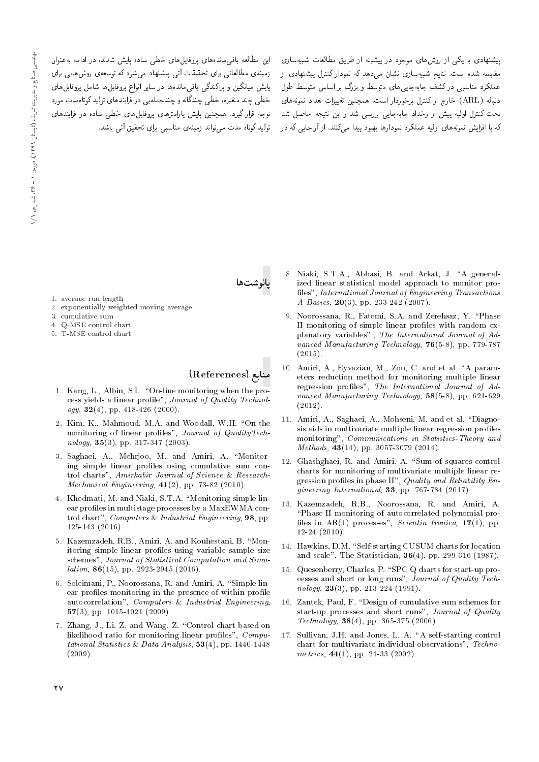پیشنهادی با یکی از روش‌های موجود در پیشینه از طریق مطالعات شبیه‌سازی مقایسه شده است. نتایج شبیه‌سازی نشان می‌دهد که نمودار کنترل پیشنهادی از عملکرد مناسبی در کشف جابه‌جایی‌های متوسط و بزرگ بر اساس متوسط طول دنباله (ARL) خارج از کنترل برخوردار است. همچنین تغییرات تعداد نمونه‌های تحت کنترل اولیه پیش از رخداد جابه‌جایی بررسی شد و این نتیجه حاصل شد که با افزایش نمونه‌های اولیه عملکرد نمودارها بهبود پیدا می‌کنند. از آن‌جایی که در این مطالعه باقی‌مانده‌های پروفایل‌های خطی ساده پایش شدند، در ادامه به‌عنوان زمینه‌ی مطالعاتی برای تحقیقات آتی پیشنهاد می‌شود که توسعه‌ی روش‌هایی برای پایش میانگین و پراکندگی باقی‌مانده‌ها در سایر انواع پروفایل‌ها شامل پروفایل‌های خطی چند متغیره، خطی چندگانه و چندجمله‌یی در فرایندهای تولید کوتاه‌مدت مورد توجه قرار گیرد. همچنین پایش پارامترهای پروفایل‌های خطی ساده در فرایندهای تولید کوتاه مدت می‌تواند زمینه‌ی مناسبی برای تحقیق آتی باشد.

## پانوشت‌ها

1. average run length
2. exponentially weighted moving average
3. cumulative sum
4. Q-MSE control chart
5. T-MSE control chart

## منابع (References)

1. Kang, L., Albin, S.L. "On-line monitoring when the process yields a linear profile", *Journal of Quality Technology*, **32**(4), pp. 418-426 (2000).
2. Kim, K., Mahmoud, M.A. and Woodall, W.H. "On the monitoring of linear profiles", *Journal of QualityTechnology*, **35**(3), pp. 317-347 (2003).
3. Saghaei, A., Mehrjoo, M. and Amiri, A. "Monitoring simple linear profiles using cumulative sum control charts", *Amirkabir Journal of Science & Research-Mechanical Engineering*, **41**(2), pp. 73-82 (2010).
4. Khedmati, M. and Niaki, S.T.A. "Monitoring simple linear profiles in multistage processes by a MaxEWMA control chart", *Computers & Industrial Engineering*, **98**, pp. 125-143 (2016).
5. Kazemzadeh, R.B., Amiri, A. and Kouhestani, B. "Monitoring simple linear profiles using variable sample size schemes", *Journal of Statistical Computation and Simulation*, **86**(15), pp. 2923-2945 (2016).
6. Soleimani, P., Noorossana, R. and Amiri, A. "Simple linear profiles monitoring in the presence of within profile autocorrelation", *Computers & Industrial Engineering*, **57**(3), pp. 1015-1021 (2009).
7. Zhang, J., Li, Z. and Wang, Z. "Control chart based on likelihood ratio for monitoring linear profiles", *Computational Statistics & Data Analysis*, **53**(4), pp. 1440-1448 (2009).
8. Niaki, S.T.A., Abbasi, B. and Arkat, J. "A generalized linear statistical model approach to monitor profiles", *International Journal of Engineering Transactions A Basics*, **20**(3), pp. 233-242 (2007).
9. Noorossana, R., Fatemi, S.A. and Zerehsaz, Y. "Phase II monitoring of simple linear profiles with random explanatory variables" , *The International Journal of Advanced Manufacturing Technology*, **76**(5-8), pp. 779-787 (2015).
10. Amiri, A., Eyvazian, M., Zou, C. and et al. "A parameters reduction method for monitoring multiple linear regression profiles", *The International Journal of Advanced Manufacturing Technology*, **58**(5-8), pp. 621-629 (2012).
11. Amiri, A., Saghaei, A., Mohseni, M. and et al. "Diagnosis aids in multivariate multiple linear regression profiles monitoring", *Communications in Statistics-Theory and Methods*, **43**(14), pp. 3057-3079 (2014).
12. Ghashghaei, R. and Amiri. A. "Sum of squares control charts for monitoring of multivariate multiple linear regression profiles in phase II", *Quality and Reliability Engineering International*, **33**, pp. 767-784 (2017).
13. Kazemzadeh, R.B., Noorossana, R. and Amiri, A. "Phase II monitoring of autocorrelated polynomial profiles in AR(1) processes", *Scientia Iranica*, **17**(1), pp. 12-24 (2010).
14. Hawkins, D.M. "Self-starting CUSUM charts for location and scale", The Statistician, **36**(4), pp. 299-316 (1987).
15. Quesenberry, Charles, P. "SPC Q charts for start-up processes and short or long runs", *Journal of Quality Technology*, **23**(3), pp. 213-224 (1991).
16. Zantek, Paul, F. "Design of cumulative sum schemes for start-up processes and short runs", *Journal of Quality Technology*, **38**(4), pp. 365-375 (2006).
17. Sullivan, J.H. and Jones, L. A. "A self-starting control chart for multivariate individual observations", *Technometrics*, **44**(1), pp. 24-33 (2002).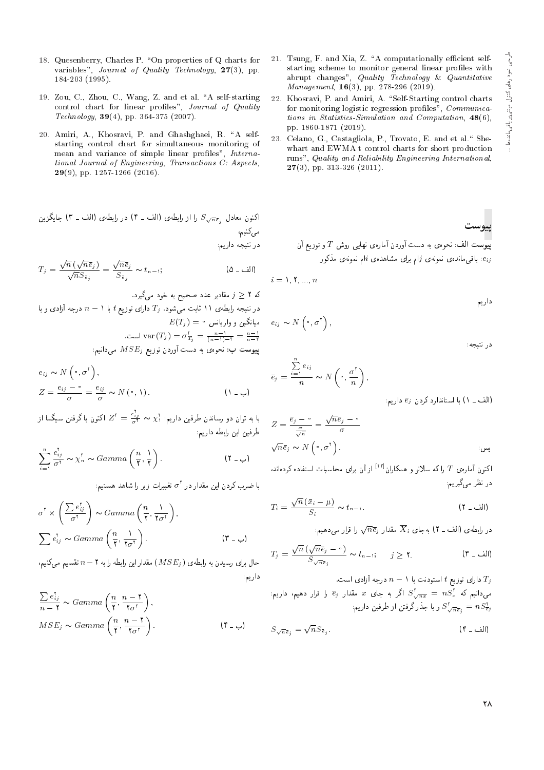18. Quesenberry, Charles P. "On properties of Q charts for variables", *Journal of Quality Technology*, **27**(3), pp. 184-203 (1995).

19. Zou, C., Zhou, C., Wang, Z. and et al. "A self-starting control chart for linear profiles", *Journal of Quality Technology*, **39**(4), pp. 364-375 (2007).

20. Amiri, A., Khosravi, P. and Ghashghaei, R. "A self-starting control chart for simultaneous monitoring of mean and variance of simple linear profiles", *International Journal of Engineering, Transactions C: Aspects*, **29**(9), pp. 1257-1266 (2016).

21. Tsung, F. and Xia, Z. "A computationally efficient self-starting scheme to monitor general linear profiles with abrupt changes", *Quality Technology & Quantitative Management*, **16**(3), pp. 278-296 (2019).

22. Khosravi, P. and Amiri, A. "Self-Starting control charts for monitoring logistic regression profiles", *Communications in Statistics-Simulation and Computation*, **48**(6), pp. 1860-1871 (2019).

23. Celano, G., Castagliola, P., Trovato, E. and et al." Shewhart and EWMA t control charts for short production runs", *Quality and Reliability Engineering International*, **27**(3), pp. 313-326 (2011).

## پیوست

**پیوست الف:** نحوه‌ی به دست آوردن آماره‌ی نهایی روش $T$ و توزیع آن

$e_{ij}$: باقی‌مانده‌ی نمونه‌ی $j$ام برای مشاهده‌ی $i$ام نمونه‌ی مذکور

$$i = 1, 2, ..., n$$

داریم

$$e_{ij} \sim N\left(0, \sigma^2\right),$$

در نتیجه:

$$\bar{e}_j = \frac{\sum_{i=1}^{n} e_{ij}}{n} \sim N\left(0, \frac{\sigma^2}{n}\right),$$

(الف ـ ۱) با استاندارد کردن $\bar{e}_j$ داریم:

$$Z = \frac{\bar{e}_j - 0}{\frac{\sigma}{\sqrt{n}}} = \frac{\sqrt{n}\bar{e}_j - 0}{\sigma}$$

پس:

$$\sqrt{n}\bar{e}_j \sim N\left(0, \sigma^2\right).$$

اکنون آماره‌ی $T$ را که سلانو و همکاران[23] از آن برای محاسبات استفاده کرده‌اند، در نظر می‌گیریم:

$$T_i = \frac{\sqrt{n}\left(\bar{x}_i - \mu\right)}{S_i} \sim t_{n-1}. \qquad \text{(الف ـ ۲)}$$

در رابطه‌ی (الف ـ ۲) به‌جای $\overline{X}_i$ مقدار $\sqrt{n}\bar{e}_j$ را قرار می‌دهیم:

$$T_j = \frac{\sqrt{n}\left(\sqrt{n}\bar{e}_j - 0\right)}{S_{\sqrt{n}\bar{e}_j}} \sim t_{n-1}; \qquad j \geq 2. \qquad \text{(الف ـ ۳)}$$

$T_j$ دارای توزیع $t$ استودنت با $n-1$ درجه آزادی است.

می‌دانیم که $S^2_{\sqrt{n}x} = nS^2_x$ اگر به جای $x$ مقدار $\bar{e}_j$ را قرار دهیم، داریم: $S^2_{\sqrt{n}\bar{e}_j} = nS^2_{\bar{e}_j}$ و با جذرگرفتن از طرفین داریم:

$$S_{\sqrt{n}\bar{e}_j} = \sqrt{n}S_{\bar{e}_j}. \qquad \text{(الف ـ ۴)}$$

اکنون معادل $S_{\sqrt{n}\bar{e}_j}$ را از رابطه‌ی (الف ـ ۴) در رابطه‌ی (الف ـ ۳) جایگزین می‌کنیم،

در نتیجه داریم:

$$T_j = \frac{\sqrt{n}\left(\sqrt{n}\bar{e}_j\right)}{\sqrt{n}S_{\bar{e}_j}} = \frac{\sqrt{n}\bar{e}_j}{S_{\bar{e}_j}} \sim t_{n-1}; \qquad \text{(الف ـ ۵)}$$

که $j \geq 2$ مقادیر عدد صحیح به خود می‌گیرد.

در نتیجه رابطه‌ی ۱۱ ثابت می‌شود. $T_j$ دارای توزیع $t$ با $n-1$ درجه آزادی و با میانگین و واریانس $E(T_j) = 0$

$\text{var}\left(T_j\right) = \sigma^2_{T_j} = \frac{n-1}{(n-1)-2} = \frac{n-1}{n-3}$ است.

**پیوست ب:** نحوه‌ی به دست آوردن توزیع $MSE_j$ می‌دانیم:

$$e_{ij} \sim N\left(0, \sigma^2\right),$$
$$Z = \frac{e_{ij} - 0}{\sigma} = \frac{e_{ij}}{\sigma} \sim N\left(0, 1\right). \qquad \text{(ب ـ ۱)}$$

با به توان دو رساندن طرفین داریم: $Z^2 = \frac{e^2_{ij}}{\sigma^2} \sim \chi^2_1$ اکنون با گرفتن سیگما از طرفین این رابطه داریم:

$$\sum_{i=1}^{n} \frac{e^2_{ij}}{\sigma^2} \sim \chi^2_n \sim Gamma\left(\frac{n}{2}, \frac{1}{2}\right). \qquad \text{(ب ـ ۲)}$$

با ضرب کردن این مقدار در $\sigma^2$ تغییرات زیر را شاهد هستیم:

$$\sigma^2 \times \left(\frac{\sum e^2_{ij}}{\sigma^2}\right) \sim Gamma\left(\frac{n}{2}, \frac{1}{2\sigma^2}\right),$$
$$\sum e^2_{ij} \sim Gamma\left(\frac{n}{2}, \frac{1}{2\sigma^2}\right). \qquad \text{(ب ـ ۳)}$$

حال برای رسیدن به رابطه‌ی $(MSE_j)$ مقدار این رابطه را به $n-2$ تقسیم می‌کنیم، داریم:

$$\frac{\sum e^2_{ij}}{n-2} \sim Gamma\left(\frac{n}{2}, \frac{n-2}{2\sigma^2}\right),$$
$$MSE_j \sim Gamma\left(\frac{n}{2}, \frac{n-2}{2\sigma^2}\right). \qquad \text{(ب ـ ۴)}$$